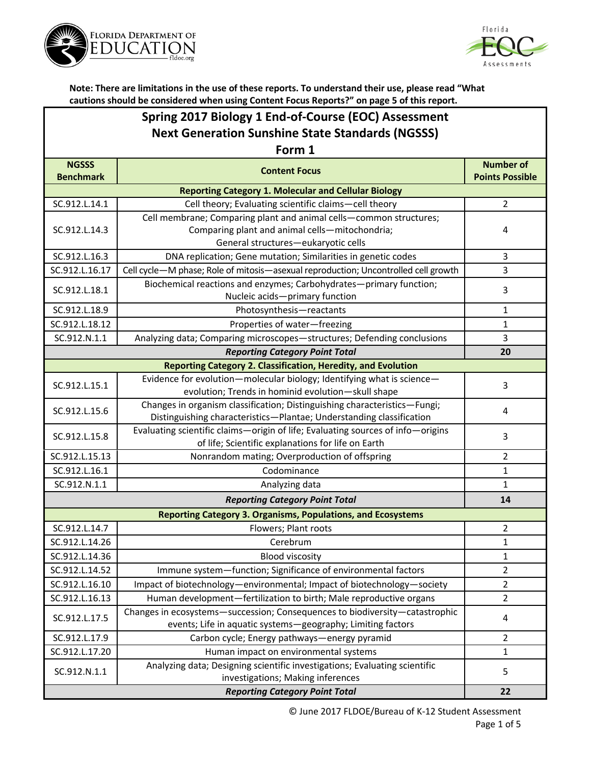**Note: There are limitations in the use of these reports. To understand their use, please read "What cautions should be considered when using Content Focus Reports?" on page 5 of this report.**

# Spring 2017 Biology 1 End-of-Course (EOC) Assessment
## Next Generation Sunshine State Standards (NGSSS)
### Form 1

| NGSSS Benchmark | Content Focus | Number of Points Possible |
|---|---|---|
| **Reporting Category 1. Molecular and Cellular Biology** | | |
| SC.912.L.14.1 | Cell theory; Evaluating scientific claims—cell theory | 2 |
| SC.912.L.14.3 | Cell membrane; Comparing plant and animal cells—common structures; Comparing plant and animal cells—mitochondria; General structures—eukaryotic cells | 4 |
| SC.912.L.16.3 | DNA replication; Gene mutation; Similarities in genetic codes | 3 |
| SC.912.L.16.17 | Cell cycle—M phase; Role of mitosis—asexual reproduction; Uncontrolled cell growth | 3 |
| SC.912.L.18.1 | Biochemical reactions and enzymes; Carbohydrates—primary function; Nucleic acids—primary function | 3 |
| SC.912.L.18.9 | Photosynthesis—reactants | 1 |
| SC.912.L.18.12 | Properties of water—freezing | 1 |
| SC.912.N.1.1 | Analyzing data; Comparing microscopes—structures; Defending conclusions | 3 |
| | ***Reporting Category Point Total*** | **20** |
| **Reporting Category 2. Classification, Heredity, and Evolution** | | |
| SC.912.L.15.1 | Evidence for evolution—molecular biology; Identifying what is science—evolution; Trends in hominid evolution—skull shape | 3 |
| SC.912.L.15.6 | Changes in organism classification; Distinguishing characteristics—Fungi; Distinguishing characteristics—Plantae; Understanding classification | 4 |
| SC.912.L.15.8 | Evaluating scientific claims—origin of life; Evaluating sources of info—origins of life; Scientific explanations for life on Earth | 3 |
| SC.912.L.15.13 | Nonrandom mating; Overproduction of offspring | 2 |
| SC.912.L.16.1 | Codominance | 1 |
| SC.912.N.1.1 | Analyzing data | 1 |
| | ***Reporting Category Point Total*** | **14** |
| **Reporting Category 3. Organisms, Populations, and Ecosystems** | | |
| SC.912.L.14.7 | Flowers; Plant roots | 2 |
| SC.912.L.14.26 | Cerebrum | 1 |
| SC.912.L.14.36 | Blood viscosity | 1 |
| SC.912.L.14.52 | Immune system—function; Significance of environmental factors | 2 |
| SC.912.L.16.10 | Impact of biotechnology—environmental; Impact of biotechnology—society | 2 |
| SC.912.L.16.13 | Human development—fertilization to birth; Male reproductive organs | 2 |
| SC.912.L.17.5 | Changes in ecosystems—succession; Consequences to biodiversity—catastrophic events; Life in aquatic systems—geography; Limiting factors | 4 |
| SC.912.L.17.9 | Carbon cycle; Energy pathways—energy pyramid | 2 |
| SC.912.L.17.20 | Human impact on environmental systems | 1 |
| SC.912.N.1.1 | Analyzing data; Designing scientific investigations; Evaluating scientific investigations; Making inferences | 5 |
| | ***Reporting Category Point Total*** | **22** |

© June 2017 FLDOE/Bureau of K-12 Student Assessment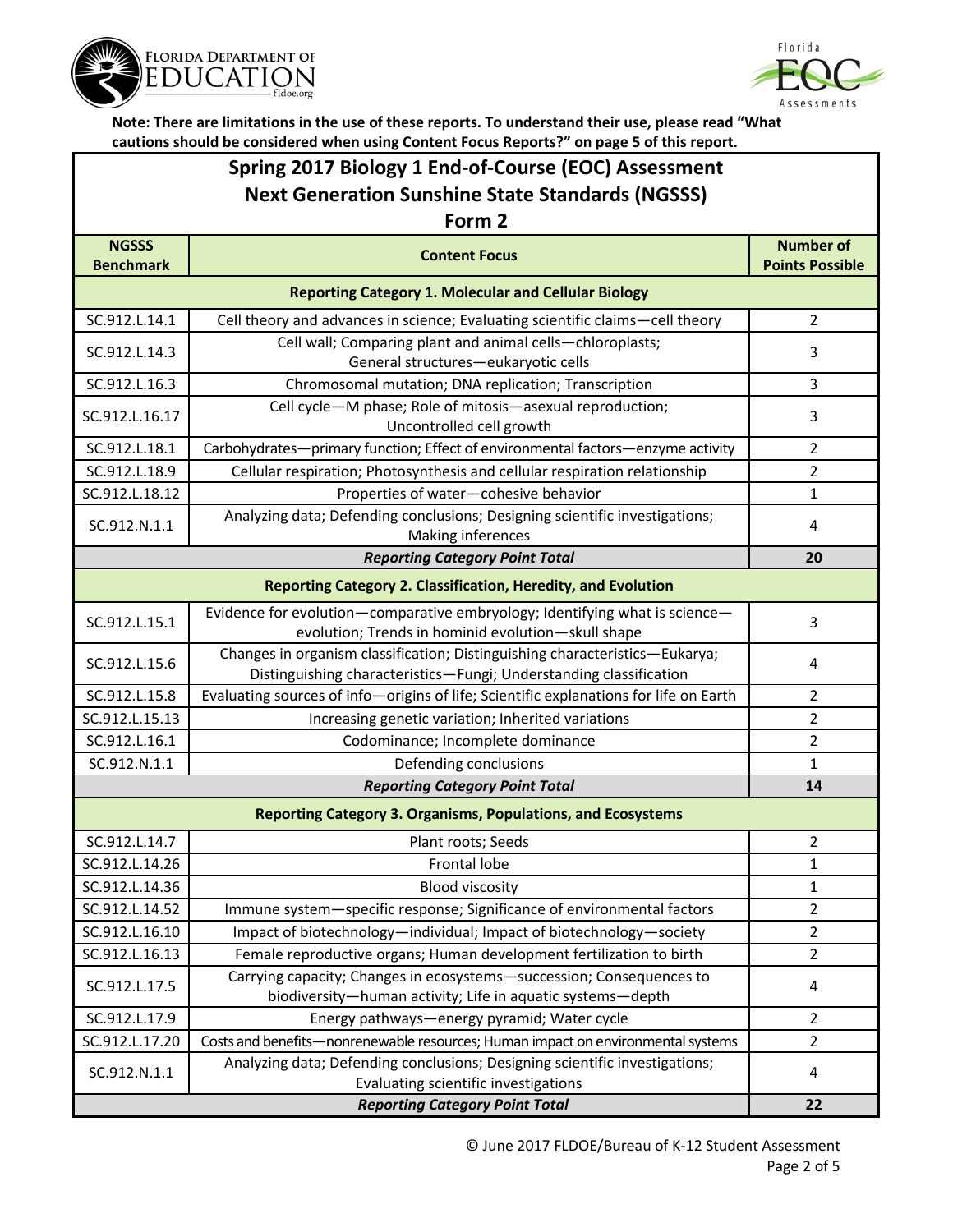**Note: There are limitations in the use of these reports. To understand their use, please read "What cautions should be considered when using Content Focus Reports?" on page 5 of this report.**

# Spring 2017 Biology 1 End-of-Course (EOC) Assessment
## Next Generation Sunshine State Standards (NGSSS)
### Form 2

| NGSSS Benchmark | Content Focus | Number of Points Possible |
|---|---|---|
| **Reporting Category 1. Molecular and Cellular Biology** | | |
| SC.912.L.14.1 | Cell theory and advances in science; Evaluating scientific claims—cell theory | 2 |
| SC.912.L.14.3 | Cell wall; Comparing plant and animal cells—chloroplasts; General structures—eukaryotic cells | 3 |
| SC.912.L.16.3 | Chromosomal mutation; DNA replication; Transcription | 3 |
| SC.912.L.16.17 | Cell cycle—M phase; Role of mitosis—asexual reproduction; Uncontrolled cell growth | 3 |
| SC.912.L.18.1 | Carbohydrates—primary function; Effect of environmental factors—enzyme activity | 2 |
| SC.912.L.18.9 | Cellular respiration; Photosynthesis and cellular respiration relationship | 2 |
| SC.912.L.18.12 | Properties of water—cohesive behavior | 1 |
| SC.912.N.1.1 | Analyzing data; Defending conclusions; Designing scientific investigations; Making inferences | 4 |
| | ***Reporting Category Point Total*** | **20** |
| **Reporting Category 2. Classification, Heredity, and Evolution** | | |
| SC.912.L.15.1 | Evidence for evolution—comparative embryology; Identifying what is science—evolution; Trends in hominid evolution—skull shape | 3 |
| SC.912.L.15.6 | Changes in organism classification; Distinguishing characteristics—Eukarya; Distinguishing characteristics—Fungi; Understanding classification | 4 |
| SC.912.L.15.8 | Evaluating sources of info—origins of life; Scientific explanations for life on Earth | 2 |
| SC.912.L.15.13 | Increasing genetic variation; Inherited variations | 2 |
| SC.912.L.16.1 | Codominance; Incomplete dominance | 2 |
| SC.912.N.1.1 | Defending conclusions | 1 |
| | ***Reporting Category Point Total*** | **14** |
| **Reporting Category 3. Organisms, Populations, and Ecosystems** | | |
| SC.912.L.14.7 | Plant roots; Seeds | 2 |
| SC.912.L.14.26 | Frontal lobe | 1 |
| SC.912.L.14.36 | Blood viscosity | 1 |
| SC.912.L.14.52 | Immune system—specific response; Significance of environmental factors | 2 |
| SC.912.L.16.10 | Impact of biotechnology—individual; Impact of biotechnology—society | 2 |
| SC.912.L.16.13 | Female reproductive organs; Human development fertilization to birth | 2 |
| SC.912.L.17.5 | Carrying capacity; Changes in ecosystems—succession; Consequences to biodiversity—human activity; Life in aquatic systems—depth | 4 |
| SC.912.L.17.9 | Energy pathways—energy pyramid; Water cycle | 2 |
| SC.912.L.17.20 | Costs and benefits—nonrenewable resources; Human impact on environmental systems | 2 |
| SC.912.N.1.1 | Analyzing data; Defending conclusions; Designing scientific investigations; Evaluating scientific investigations | 4 |
| | ***Reporting Category Point Total*** | **22** |

© June 2017 FLDOE/Bureau of K-12 Student Assessment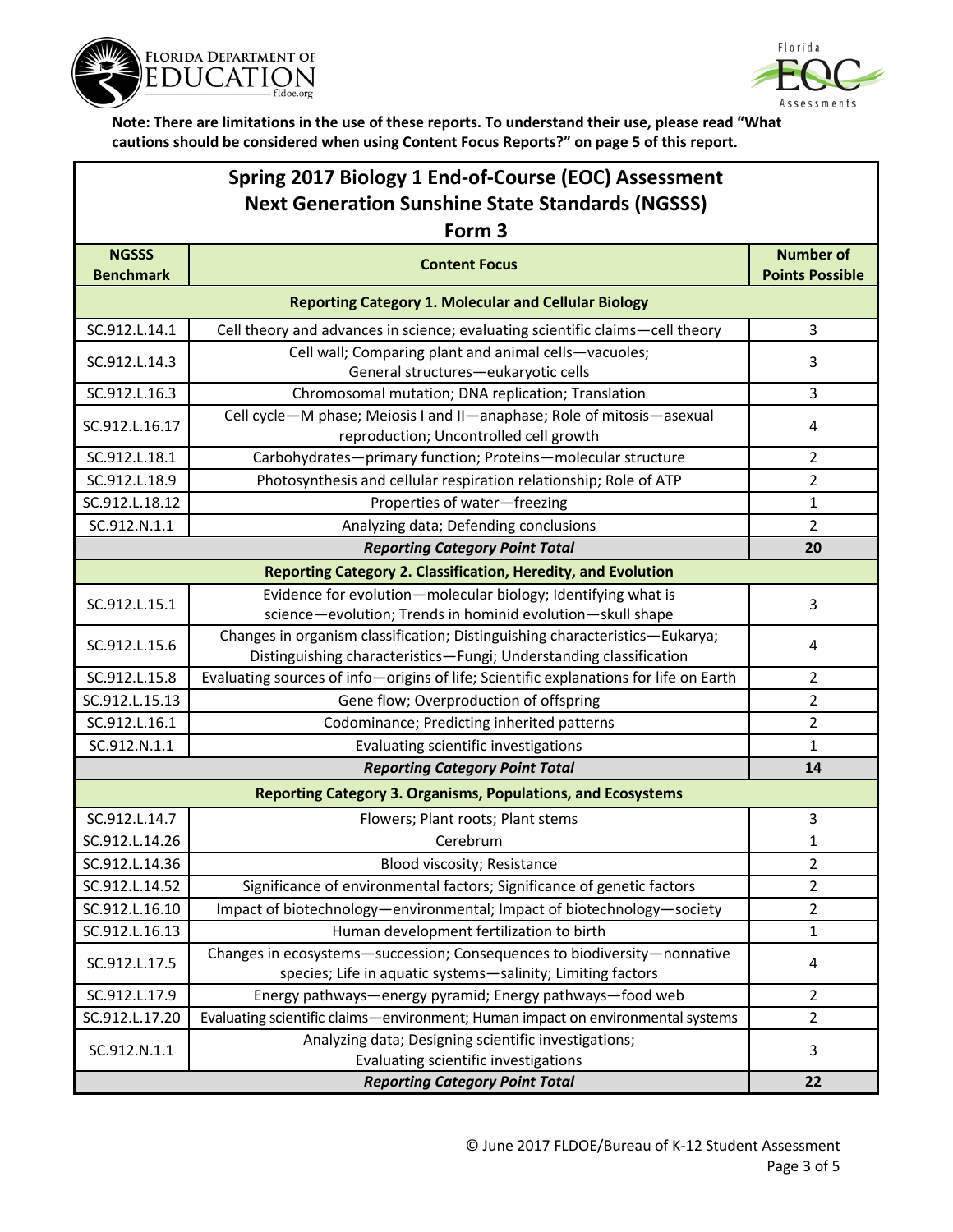**Note: There are limitations in the use of these reports. To understand their use, please read "What cautions should be considered when using Content Focus Reports?" on page 5 of this report.**

## Spring 2017 Biology 1 End-of-Course (EOC) Assessment Next Generation Sunshine State Standards (NGSSS) Form 3

| NGSSS Benchmark | Content Focus | Number of Points Possible |
|---|---|---|
| **Reporting Category 1. Molecular and Cellular Biology** | | |
| SC.912.L.14.1 | Cell theory and advances in science; evaluating scientific claims—cell theory | 3 |
| SC.912.L.14.3 | Cell wall; Comparing plant and animal cells—vacuoles; General structures—eukaryotic cells | 3 |
| SC.912.L.16.3 | Chromosomal mutation; DNA replication; Translation | 3 |
| SC.912.L.16.17 | Cell cycle—M phase; Meiosis I and II—anaphase; Role of mitosis—asexual reproduction; Uncontrolled cell growth | 4 |
| SC.912.L.18.1 | Carbohydrates—primary function; Proteins—molecular structure | 2 |
| SC.912.L.18.9 | Photosynthesis and cellular respiration relationship; Role of ATP | 2 |
| SC.912.L.18.12 | Properties of water—freezing | 1 |
| SC.912.N.1.1 | Analyzing data; Defending conclusions | 2 |
| ***Reporting Category Point Total*** | | **20** |
| **Reporting Category 2. Classification, Heredity, and Evolution** | | |
| SC.912.L.15.1 | Evidence for evolution—molecular biology; Identifying what is science—evolution; Trends in hominid evolution—skull shape | 3 |
| SC.912.L.15.6 | Changes in organism classification; Distinguishing characteristics—Eukarya; Distinguishing characteristics—Fungi; Understanding classification | 4 |
| SC.912.L.15.8 | Evaluating sources of info—origins of life; Scientific explanations for life on Earth | 2 |
| SC.912.L.15.13 | Gene flow; Overproduction of offspring | 2 |
| SC.912.L.16.1 | Codominance; Predicting inherited patterns | 2 |
| SC.912.N.1.1 | Evaluating scientific investigations | 1 |
| ***Reporting Category Point Total*** | | **14** |
| **Reporting Category 3. Organisms, Populations, and Ecosystems** | | |
| SC.912.L.14.7 | Flowers; Plant roots; Plant stems | 3 |
| SC.912.L.14.26 | Cerebrum | 1 |
| SC.912.L.14.36 | Blood viscosity; Resistance | 2 |
| SC.912.L.14.52 | Significance of environmental factors; Significance of genetic factors | 2 |
| SC.912.L.16.10 | Impact of biotechnology—environmental; Impact of biotechnology—society | 2 |
| SC.912.L.16.13 | Human development fertilization to birth | 1 |
| SC.912.L.17.5 | Changes in ecosystems—succession; Consequences to biodiversity—nonnative species; Life in aquatic systems—salinity; Limiting factors | 4 |
| SC.912.L.17.9 | Energy pathways—energy pyramid; Energy pathways—food web | 2 |
| SC.912.L.17.20 | Evaluating scientific claims—environment; Human impact on environmental systems | 2 |
| SC.912.N.1.1 | Analyzing data; Designing scientific investigations; Evaluating scientific investigations | 3 |
| ***Reporting Category Point Total*** | | **22** |

© June 2017 FLDOE/Bureau of K-12 Student Assessment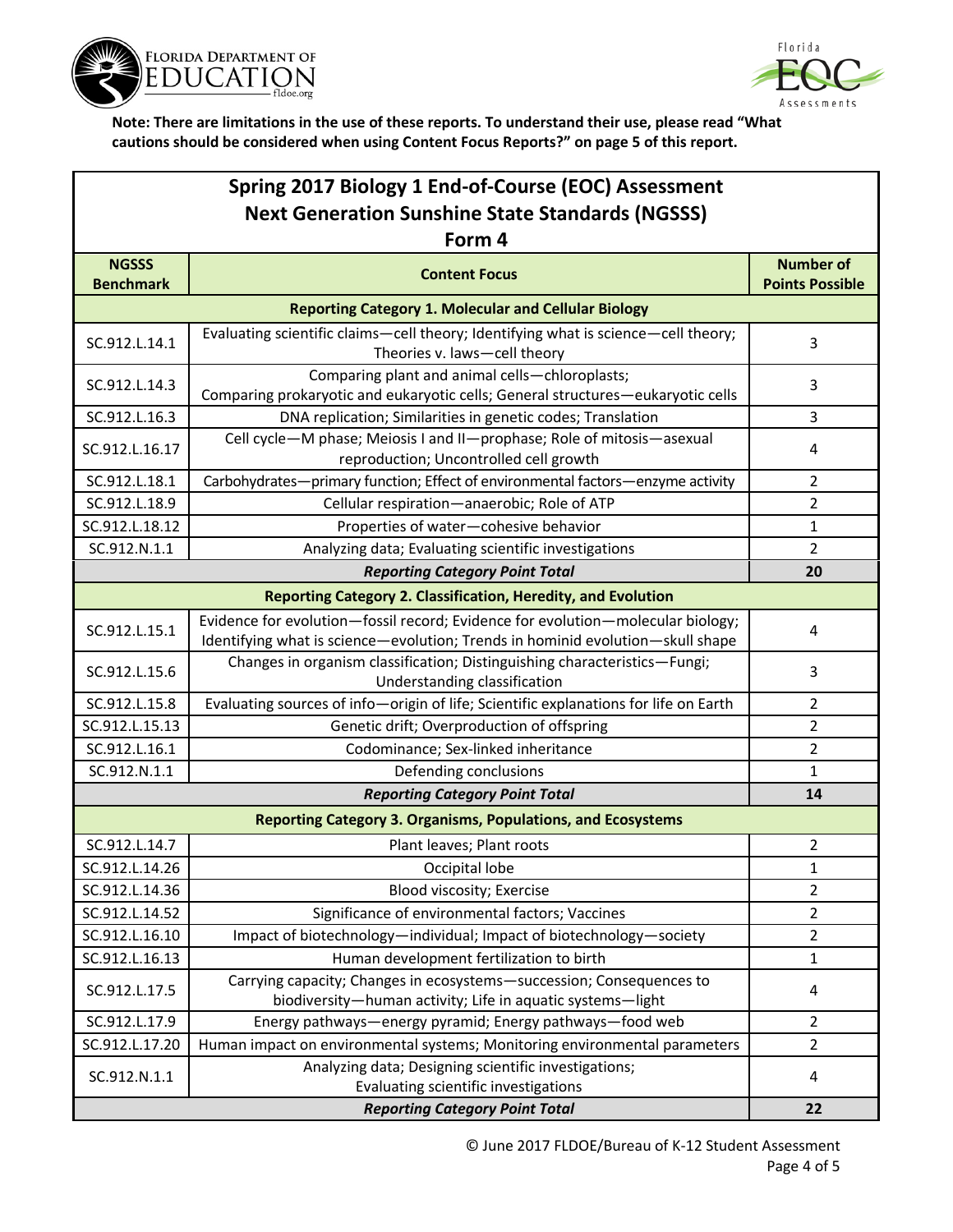**Note: There are limitations in the use of these reports. To understand their use, please read "What cautions should be considered when using Content Focus Reports?" on page 5 of this report.**

## Spring 2017 Biology 1 End-of-Course (EOC) Assessment
## Next Generation Sunshine State Standards (NGSSS)
### Form 4

| NGSSS Benchmark | Content Focus | Number of Points Possible |
|---|---|---|
| **Reporting Category 1. Molecular and Cellular Biology** | | |
| SC.912.L.14.1 | Evaluating scientific claims—cell theory; Identifying what is science—cell theory; Theories v. laws—cell theory | 3 |
| SC.912.L.14.3 | Comparing plant and animal cells—chloroplasts; Comparing prokaryotic and eukaryotic cells; General structures—eukaryotic cells | 3 |
| SC.912.L.16.3 | DNA replication; Similarities in genetic codes; Translation | 3 |
| SC.912.L.16.17 | Cell cycle—M phase; Meiosis I and II—prophase; Role of mitosis—asexual reproduction; Uncontrolled cell growth | 4 |
| SC.912.L.18.1 | Carbohydrates—primary function; Effect of environmental factors—enzyme activity | 2 |
| SC.912.L.18.9 | Cellular respiration—anaerobic; Role of ATP | 2 |
| SC.912.L.18.12 | Properties of water—cohesive behavior | 1 |
| SC.912.N.1.1 | Analyzing data; Evaluating scientific investigations | 2 |
| | ***Reporting Category Point Total*** | **20** |
| **Reporting Category 2. Classification, Heredity, and Evolution** | | |
| SC.912.L.15.1 | Evidence for evolution—fossil record; Evidence for evolution—molecular biology; Identifying what is science—evolution; Trends in hominid evolution—skull shape | 4 |
| SC.912.L.15.6 | Changes in organism classification; Distinguishing characteristics—Fungi; Understanding classification | 3 |
| SC.912.L.15.8 | Evaluating sources of info—origin of life; Scientific explanations for life on Earth | 2 |
| SC.912.L.15.13 | Genetic drift; Overproduction of offspring | 2 |
| SC.912.L.16.1 | Codominance; Sex-linked inheritance | 2 |
| SC.912.N.1.1 | Defending conclusions | 1 |
| | ***Reporting Category Point Total*** | **14** |
| **Reporting Category 3. Organisms, Populations, and Ecosystems** | | |
| SC.912.L.14.7 | Plant leaves; Plant roots | 2 |
| SC.912.L.14.26 | Occipital lobe | 1 |
| SC.912.L.14.36 | Blood viscosity; Exercise | 2 |
| SC.912.L.14.52 | Significance of environmental factors; Vaccines | 2 |
| SC.912.L.16.10 | Impact of biotechnology—individual; Impact of biotechnology—society | 2 |
| SC.912.L.16.13 | Human development fertilization to birth | 1 |
| SC.912.L.17.5 | Carrying capacity; Changes in ecosystems—succession; Consequences to biodiversity—human activity; Life in aquatic systems—light | 4 |
| SC.912.L.17.9 | Energy pathways—energy pyramid; Energy pathways—food web | 2 |
| SC.912.L.17.20 | Human impact on environmental systems; Monitoring environmental parameters | 2 |
| SC.912.N.1.1 | Analyzing data; Designing scientific investigations; Evaluating scientific investigations | 4 |
| | ***Reporting Category Point Total*** | **22** |

© June 2017 FLDOE/Bureau of K-12 Student Assessment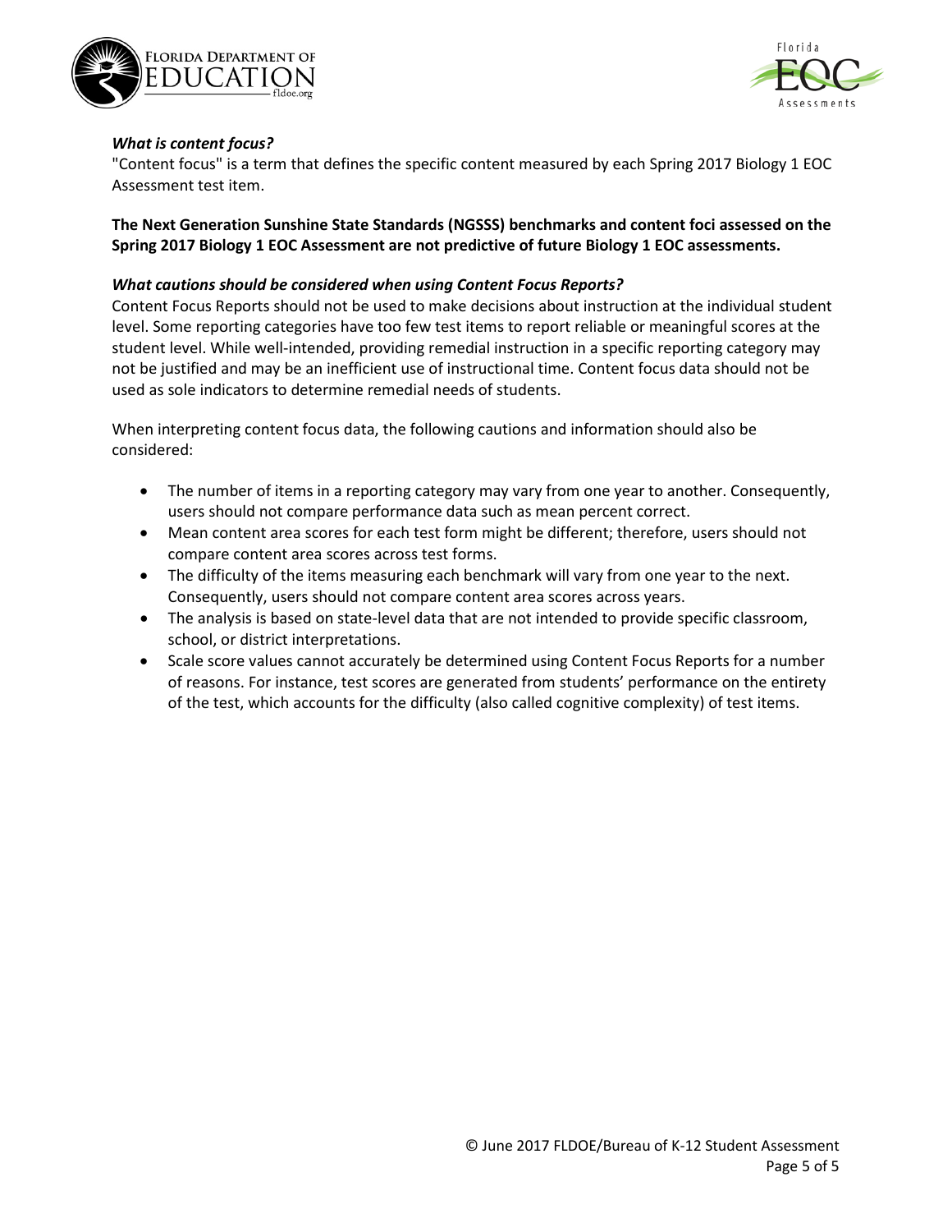***What is content focus?***

"Content focus" is a term that defines the specific content measured by each Spring 2017 Biology 1 EOC Assessment test item.

**The Next Generation Sunshine State Standards (NGSSS) benchmarks and content foci assessed on the Spring 2017 Biology 1 EOC Assessment are not predictive of future Biology 1 EOC assessments.**

***What cautions should be considered when using Content Focus Reports?***

Content Focus Reports should not be used to make decisions about instruction at the individual student level. Some reporting categories have too few test items to report reliable or meaningful scores at the student level. While well-intended, providing remedial instruction in a specific reporting category may not be justified and may be an inefficient use of instructional time. Content focus data should not be used as sole indicators to determine remedial needs of students.

When interpreting content focus data, the following cautions and information should also be considered:

- The number of items in a reporting category may vary from one year to another. Consequently, users should not compare performance data such as mean percent correct.
- Mean content area scores for each test form might be different; therefore, users should not compare content area scores across test forms.
- The difficulty of the items measuring each benchmark will vary from one year to the next. Consequently, users should not compare content area scores across years.
- The analysis is based on state-level data that are not intended to provide specific classroom, school, or district interpretations.
- Scale score values cannot accurately be determined using Content Focus Reports for a number of reasons. For instance, test scores are generated from students' performance on the entirety of the test, which accounts for the difficulty (also called cognitive complexity) of test items.

© June 2017 FLDOE/Bureau of K-12 Student Assessment